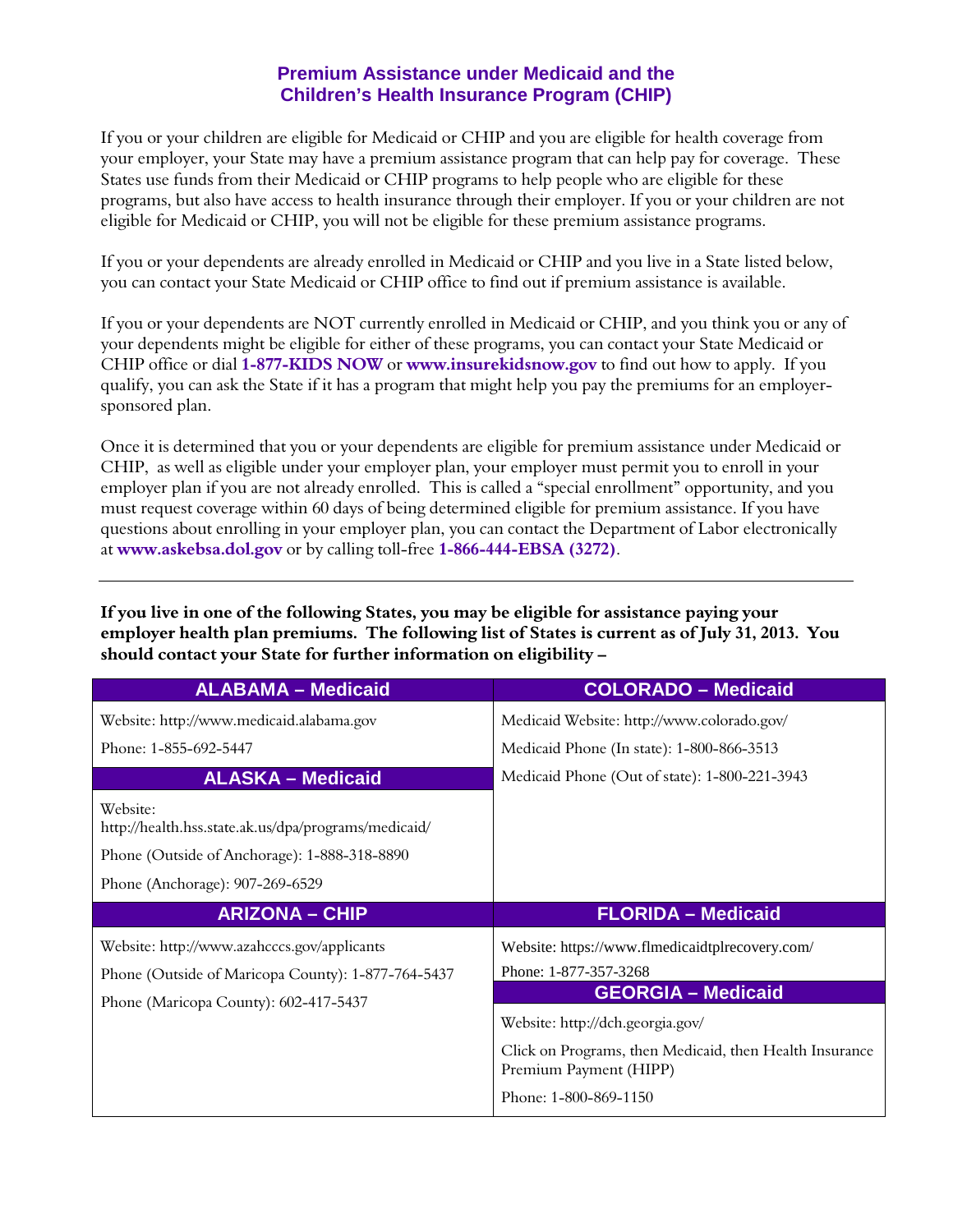## Premium Assistance under Medicaid and the Children's Health Insurance Program (CHIP)

If you or your children are eligible for Medicaid or CHIP and you are eligible for health coverage from your employer, your State may have a premium assistance program that can help pay for coverage. These States use funds from their Medicaid or CHIP programs to help people who are eligible for these programs, but also have access to health insurance through their employer. If you or your children are not eligible for Medicaid or CHIP, you will not be eligible for these premium assistance programs.

If you or your dependents are already enrolled in Medicaid or CHIP and you live in a State listed below, you can contact your State Medicaid or CHIP office to find out if premium assistance is available.

If you or your dependents are NOT currently enrolled in Medicaid or CHIP, and you think you or any of your dependents might be eligible for either of these programs, you can contact your State Medicaid or CHIP office or dial **1-877-KIDS NOW** or **www.insurekidsnow.gov** to find out how to apply. If you qualify, you can ask the State if it has a program that might help you pay the premiums for an employer-sponsored plan.

Once it is determined that you or your dependents are eligible for premium assistance under Medicaid or CHIP, as well as eligible under your employer plan, your employer must permit you to enroll in your employer plan if you are not already enrolled. This is called a "special enrollment" opportunity, and you must request coverage within 60 days of being determined eligible for premium assistance. If you have questions about enrolling in your employer plan, you can contact the Department of Labor electronically at **www.askebsa.dol.gov** or by calling toll-free **1-866-444-EBSA (3272)**.

---

**If you live in one of the following States, you may be eligible for assistance paying your employer health plan premiums. The following list of States is current as of July 31, 2013. You should contact your State for further information on eligibility –**

| ALABAMA – Medicaid | COLORADO – Medicaid |
|---|---|
| Website: http://www.medicaid.alabama.gov<br>Phone: 1-855-692-5447 | Medicaid Website: http://www.colorado.gov/<br>Medicaid Phone (In state): 1-800-866-3513<br>Medicaid Phone (Out of state): 1-800-221-3943 |
| **ALASKA – Medicaid** | |
| Website: http://health.hss.state.ak.us/dpa/programs/medicaid/<br>Phone (Outside of Anchorage): 1-888-318-8890<br>Phone (Anchorage): 907-269-6529 | |
| **ARIZONA – CHIP** | **FLORIDA – Medicaid** |
| Website: http://www.azahcccs.gov/applicants<br>Phone (Outside of Maricopa County): 1-877-764-5437<br>Phone (Maricopa County): 602-417-5437 | Website: https://www.flmedicaidtplrecovery.com/<br>Phone: 1-877-357-3268 |
| | **GEORGIA – Medicaid** |
| | Website: http://dch.georgia.gov/<br>Click on Programs, then Medicaid, then Health Insurance Premium Payment (HIPP)<br>Phone: 1-800-869-1150 |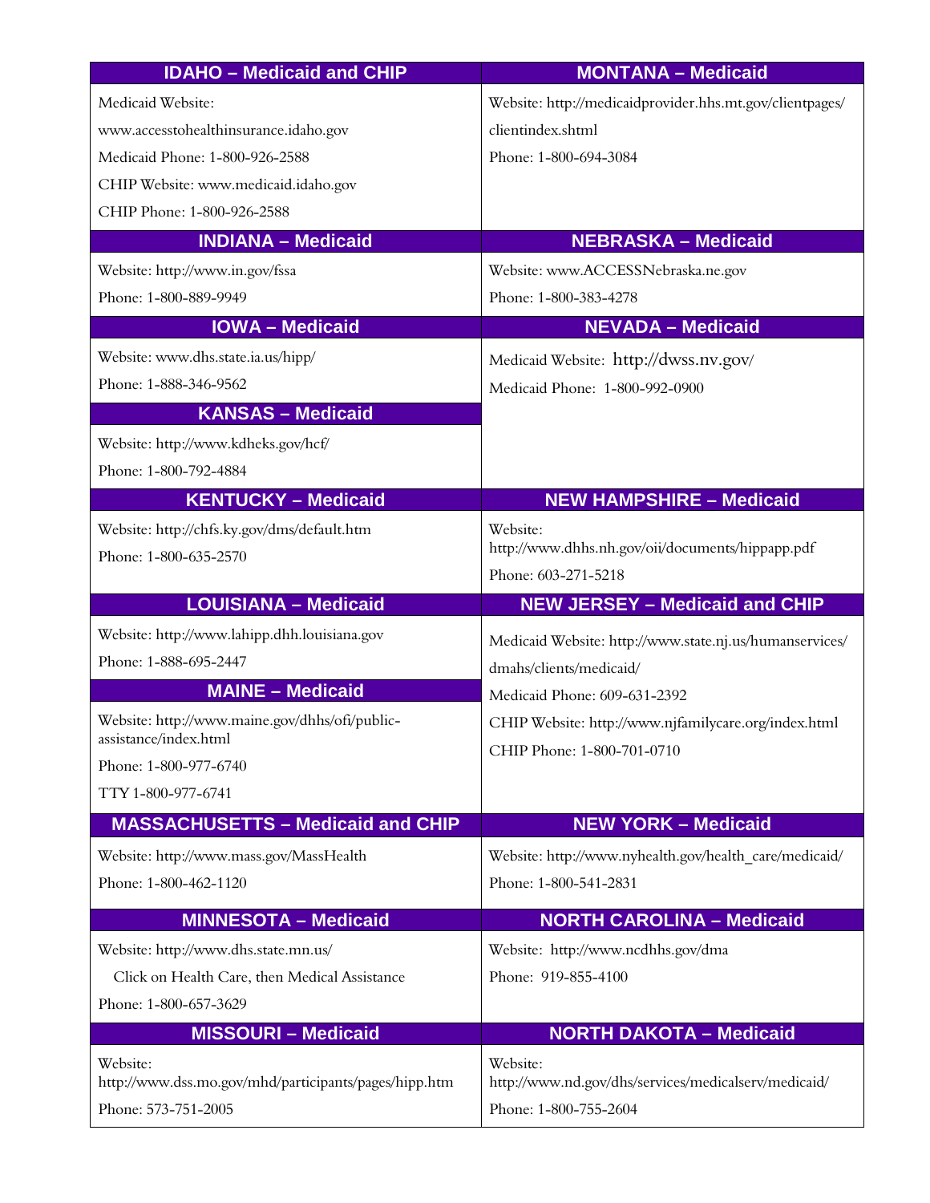**IDAHO – Medicaid and CHIP**

Medicaid Website:
www.accesstohealthinsurance.idaho.gov
Medicaid Phone: 1-800-926-2588
CHIP Website: www.medicaid.idaho.gov
CHIP Phone: 1-800-926-2588

**INDIANA – Medicaid**

Website: http://www.in.gov/fssa
Phone: 1-800-889-9949

**IOWA – Medicaid**

Website: www.dhs.state.ia.us/hipp/
Phone: 1-888-346-9562

**KANSAS – Medicaid**

Website: http://www.kdheks.gov/hcf/
Phone: 1-800-792-4884

**KENTUCKY – Medicaid**

Website: http://chfs.ky.gov/dms/default.htm
Phone: 1-800-635-2570

**LOUISIANA – Medicaid**

Website: http://www.lahipp.dhh.louisiana.gov
Phone: 1-888-695-2447

**MAINE – Medicaid**

Website: http://www.maine.gov/dhhs/ofi/public-assistance/index.html
Phone: 1-800-977-6740
TTY 1-800-977-6741

**MASSACHUSETTS – Medicaid and CHIP**

Website: http://www.mass.gov/MassHealth
Phone: 1-800-462-1120

**MINNESOTA – Medicaid**

Website: http://www.dhs.state.mn.us/
Click on Health Care, then Medical Assistance
Phone: 1-800-657-3629

**MISSOURI – Medicaid**

Website:
http://www.dss.mo.gov/mhd/participants/pages/hipp.htm
Phone: 573-751-2005

**MONTANA – Medicaid**

Website: http://medicaidprovider.hhs.mt.gov/clientpages/clientindex.shtml
Phone: 1-800-694-3084

**NEBRASKA – Medicaid**

Website: www.ACCESSNebraska.ne.gov
Phone: 1-800-383-4278

**NEVADA – Medicaid**

Medicaid Website: http://dwss.nv.gov/
Medicaid Phone: 1-800-992-0900

**NEW HAMPSHIRE – Medicaid**

Website:
http://www.dhhs.nh.gov/oii/documents/hippapp.pdf
Phone: 603-271-5218

**NEW JERSEY – Medicaid and CHIP**

Medicaid Website: http://www.state.nj.us/humanservices/dmahs/clients/medicaid/
Medicaid Phone: 609-631-2392
CHIP Website: http://www.njfamilycare.org/index.html
CHIP Phone: 1-800-701-0710

**NEW YORK – Medicaid**

Website: http://www.nyhealth.gov/health_care/medicaid/
Phone: 1-800-541-2831

**NORTH CAROLINA – Medicaid**

Website: http://www.ncdhhs.gov/dma
Phone: 919-855-4100

**NORTH DAKOTA – Medicaid**

Website:
http://www.nd.gov/dhs/services/medicalserv/medicaid/
Phone: 1-800-755-2604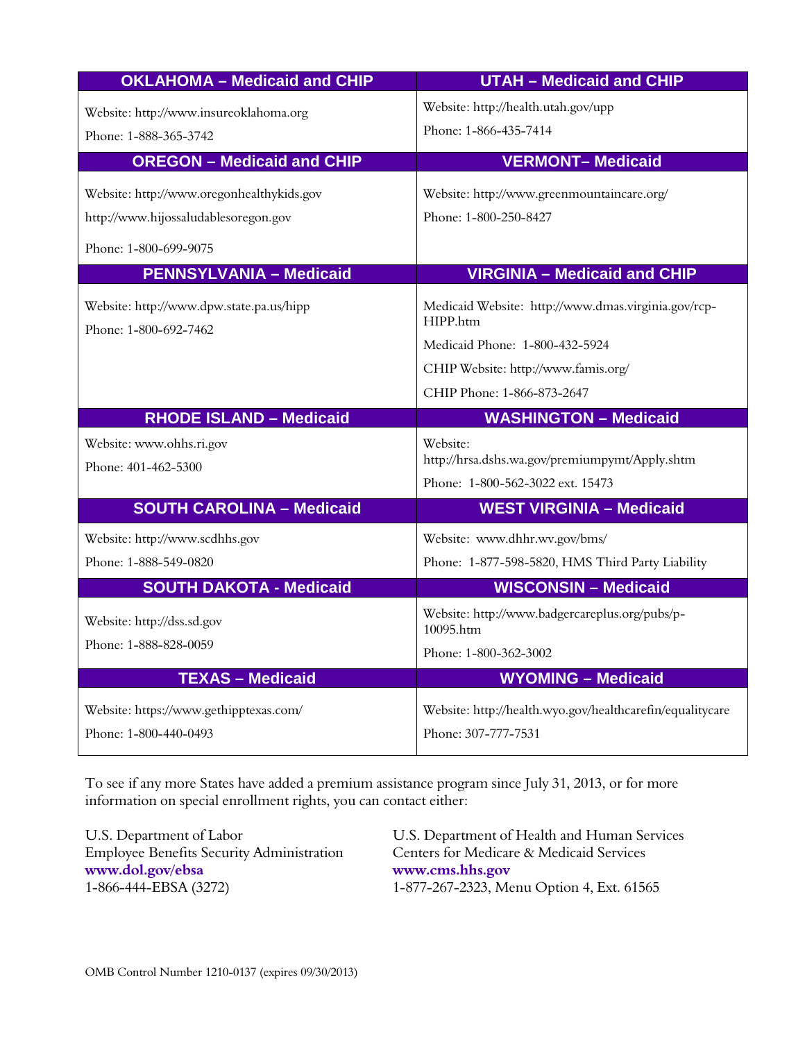| OKLAHOMA – Medicaid and CHIP | UTAH – Medicaid and CHIP |
|---|---|
| Website: http://www.insureoklahoma.org<br>Phone: 1-888-365-3742 | Website: http://health.utah.gov/upp<br>Phone: 1-866-435-7414 |
| **OREGON – Medicaid and CHIP** | **VERMONT– Medicaid** |
| Website: http://www.oregonhealthykids.gov<br>http://www.hijossaludablesoregon.gov<br>Phone: 1-800-699-9075 | Website: http://www.greenmountaincare.org/<br>Phone: 1-800-250-8427 |
| **PENNSYLVANIA – Medicaid** | **VIRGINIA – Medicaid and CHIP** |
| Website: http://www.dpw.state.pa.us/hipp<br>Phone: 1-800-692-7462 | Medicaid Website: http://www.dmas.virginia.gov/rcp-HIPP.htm<br>Medicaid Phone: 1-800-432-5924<br>CHIP Website: http://www.famis.org/<br>CHIP Phone: 1-866-873-2647 |
| **RHODE ISLAND – Medicaid** | **WASHINGTON – Medicaid** |
| Website: www.ohhs.ri.gov<br>Phone: 401-462-5300 | Website: http://hrsa.dshs.wa.gov/premiumpymt/Apply.shtm<br>Phone: 1-800-562-3022 ext. 15473 |
| **SOUTH CAROLINA – Medicaid** | **WEST VIRGINIA – Medicaid** |
| Website: http://www.scdhhs.gov<br>Phone: 1-888-549-0820 | Website: www.dhhr.wv.gov/bms/<br>Phone: 1-877-598-5820, HMS Third Party Liability |
| **SOUTH DAKOTA - Medicaid** | **WISCONSIN – Medicaid** |
| Website: http://dss.sd.gov<br>Phone: 1-888-828-0059 | Website: http://www.badgercareplus.org/pubs/p-10095.htm<br>Phone: 1-800-362-3002 |
| **TEXAS – Medicaid** | **WYOMING – Medicaid** |
| Website: https://www.gethipptexas.com/<br>Phone: 1-800-440-0493 | Website: http://health.wyo.gov/healthcarefin/equalitycare<br>Phone: 307-777-7531 |

To see if any more States have added a premium assistance program since July 31, 2013, or for more information on special enrollment rights, you can contact either:

U.S. Department of Labor
Employee Benefits Security Administration
**www.dol.gov/ebsa**
1-866-444-EBSA (3272)

U.S. Department of Health and Human Services
Centers for Medicare & Medicaid Services
**www.cms.hhs.gov**
1-877-267-2323, Menu Option 4, Ext. 61565

OMB Control Number 1210-0137 (expires 09/30/2013)